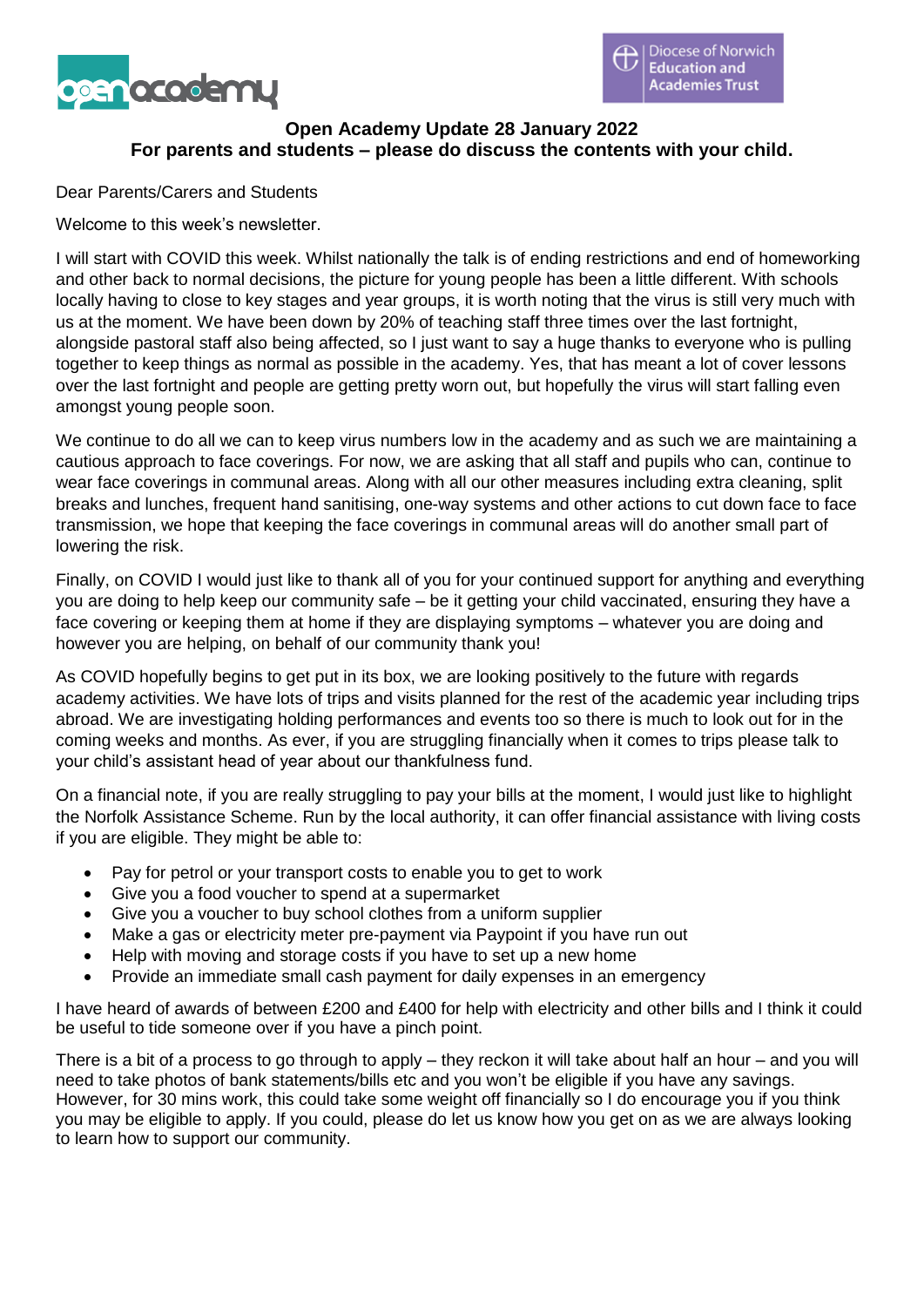**Open Academy Update 28 January 2022**
**For parents and students – please do discuss the contents with your child.**

Dear Parents/Carers and Students

Welcome to this week's newsletter.

I will start with COVID this week. Whilst nationally the talk is of ending restrictions and end of homeworking and other back to normal decisions, the picture for young people has been a little different. With schools locally having to close to key stages and year groups, it is worth noting that the virus is still very much with us at the moment. We have been down by 20% of teaching staff three times over the last fortnight, alongside pastoral staff also being affected, so I just want to say a huge thanks to everyone who is pulling together to keep things as normal as possible in the academy. Yes, that has meant a lot of cover lessons over the last fortnight and people are getting pretty worn out, but hopefully the virus will start falling even amongst young people soon.

We continue to do all we can to keep virus numbers low in the academy and as such we are maintaining a cautious approach to face coverings. For now, we are asking that all staff and pupils who can, continue to wear face coverings in communal areas. Along with all our other measures including extra cleaning, split breaks and lunches, frequent hand sanitising, one-way systems and other actions to cut down face to face transmission, we hope that keeping the face coverings in communal areas will do another small part of lowering the risk.

Finally, on COVID I would just like to thank all of you for your continued support for anything and everything you are doing to help keep our community safe – be it getting your child vaccinated, ensuring they have a face covering or keeping them at home if they are displaying symptoms – whatever you are doing and however you are helping, on behalf of our community thank you!

As COVID hopefully begins to get put in its box, we are looking positively to the future with regards academy activities. We have lots of trips and visits planned for the rest of the academic year including trips abroad. We are investigating holding performances and events too so there is much to look out for in the coming weeks and months. As ever, if you are struggling financially when it comes to trips please talk to your child's assistant head of year about our thankfulness fund.

On a financial note, if you are really struggling to pay your bills at the moment, I would just like to highlight the Norfolk Assistance Scheme. Run by the local authority, it can offer financial assistance with living costs if you are eligible. They might be able to:

- Pay for petrol or your transport costs to enable you to get to work
- Give you a food voucher to spend at a supermarket
- Give you a voucher to buy school clothes from a uniform supplier
- Make a gas or electricity meter pre-payment via Paypoint if you have run out
- Help with moving and storage costs if you have to set up a new home
- Provide an immediate small cash payment for daily expenses in an emergency

I have heard of awards of between £200 and £400 for help with electricity and other bills and I think it could be useful to tide someone over if you have a pinch point.

There is a bit of a process to go through to apply – they reckon it will take about half an hour – and you will need to take photos of bank statements/bills etc and you won't be eligible if you have any savings. However, for 30 mins work, this could take some weight off financially so I do encourage you if you think you may be eligible to apply. If you could, please do let us know how you get on as we are always looking to learn how to support our community.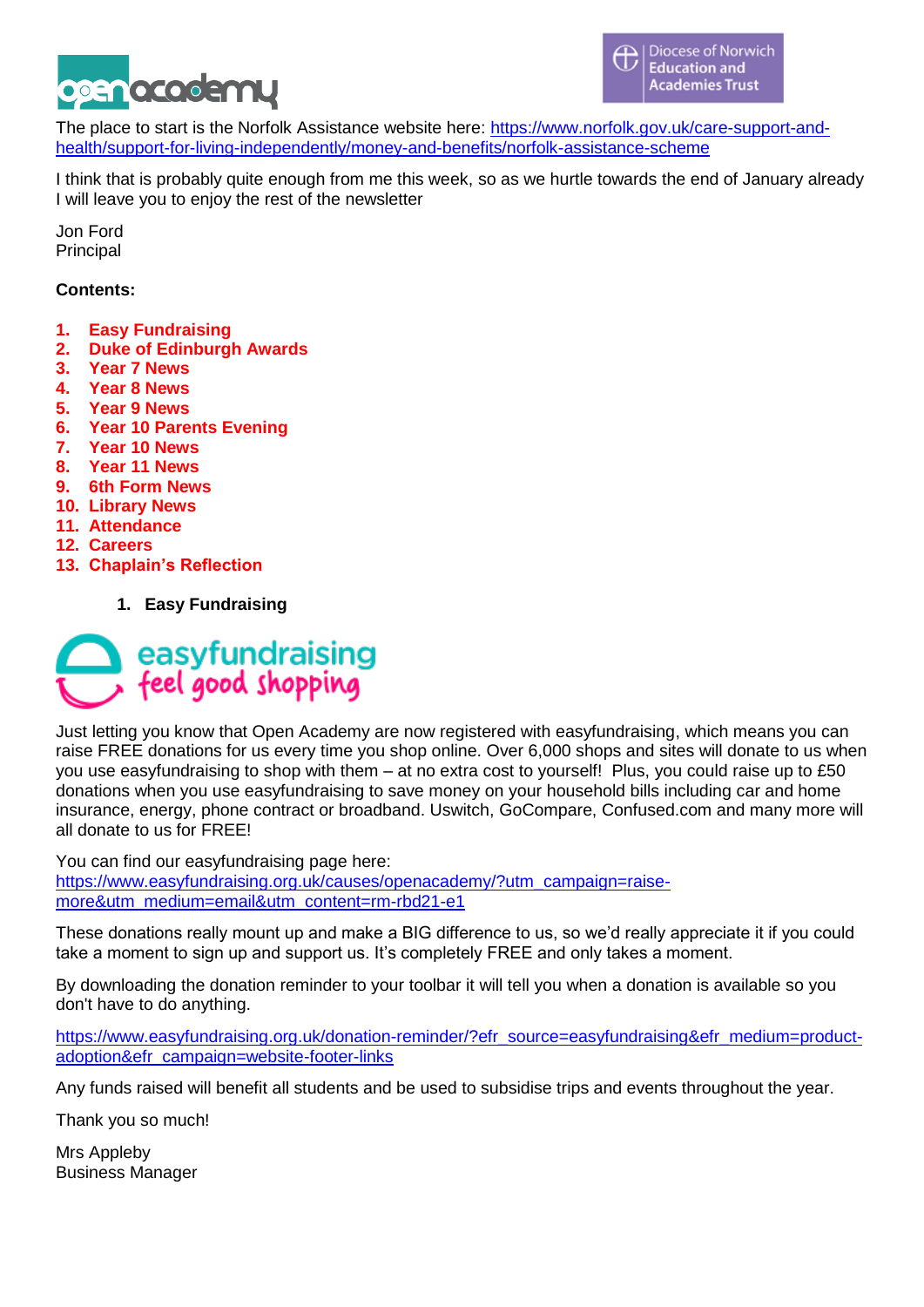The place to start is the Norfolk Assistance website here: https://www.norfolk.gov.uk/care-support-and-health/support-for-living-independently/money-and-benefits/norfolk-assistance-scheme

I think that is probably quite enough from me this week, so as we hurtle towards the end of January already I will leave you to enjoy the rest of the newsletter

Jon Ford
Principal

**Contents:**

1. **Easy Fundraising**
2. **Duke of Edinburgh Awards**
3. **Year 7 News**
4. **Year 8 News**
5. **Year 9 News**
6. **Year 10 Parents Evening**
7. **Year 10 News**
8. **Year 11 News**
9. **6th Form News**
10. **Library News**
11. **Attendance**
12. **Careers**
13. **Chaplain's Reflection**

## 1. Easy Fundraising

easyfundraising
feel good shopping

Just letting you know that Open Academy are now registered with easyfundraising, which means you can raise FREE donations for us every time you shop online. Over 6,000 shops and sites will donate to us when you use easyfundraising to shop with them – at no extra cost to yourself! Plus, you could raise up to £50 donations when you use easyfundraising to save money on your household bills including car and home insurance, energy, phone contract or broadband. Uswitch, GoCompare, Confused.com and many more will all donate to us for FREE!

You can find our easyfundraising page here:
https://www.easyfundraising.org.uk/causes/openacademy/?utm_campaign=raise-more&utm_medium=email&utm_content=rm-rbd21-e1

These donations really mount up and make a BIG difference to us, so we'd really appreciate it if you could take a moment to sign up and support us. It's completely FREE and only takes a moment.

By downloading the donation reminder to your toolbar it will tell you when a donation is available so you don't have to do anything.

https://www.easyfundraising.org.uk/donation-reminder/?efr_source=easyfundraising&efr_medium=product-adoption&efr_campaign=website-footer-links

Any funds raised will benefit all students and be used to subsidise trips and events throughout the year.

Thank you so much!

Mrs Appleby
Business Manager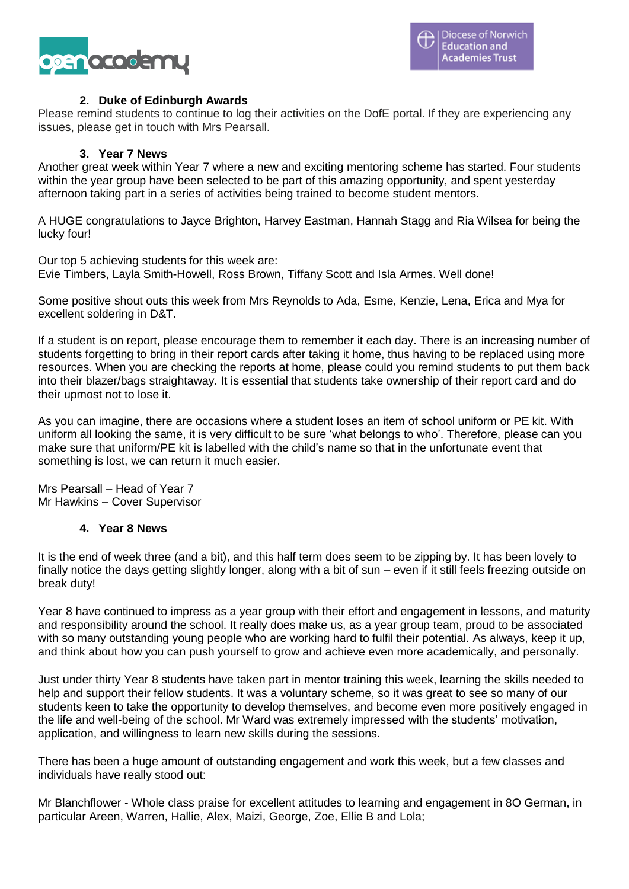## 2. Duke of Edinburgh Awards

Please remind students to continue to log their activities on the DofE portal. If they are experiencing any issues, please get in touch with Mrs Pearsall.

## 3. Year 7 News

Another great week within Year 7 where a new and exciting mentoring scheme has started. Four students within the year group have been selected to be part of this amazing opportunity, and spent yesterday afternoon taking part in a series of activities being trained to become student mentors.

A HUGE congratulations to Jayce Brighton, Harvey Eastman, Hannah Stagg and Ria Wilsea for being the lucky four!

Our top 5 achieving students for this week are:
Evie Timbers, Layla Smith-Howell, Ross Brown, Tiffany Scott and Isla Armes. Well done!

Some positive shout outs this week from Mrs Reynolds to Ada, Esme, Kenzie, Lena, Erica and Mya for excellent soldering in D&T.

If a student is on report, please encourage them to remember it each day. There is an increasing number of students forgetting to bring in their report cards after taking it home, thus having to be replaced using more resources. When you are checking the reports at home, please could you remind students to put them back into their blazer/bags straightaway. It is essential that students take ownership of their report card and do their upmost not to lose it.

As you can imagine, there are occasions where a student loses an item of school uniform or PE kit. With uniform all looking the same, it is very difficult to be sure 'what belongs to who'. Therefore, please can you make sure that uniform/PE kit is labelled with the child's name so that in the unfortunate event that something is lost, we can return it much easier.

Mrs Pearsall – Head of Year 7
Mr Hawkins – Cover Supervisor

## 4. Year 8 News

It is the end of week three (and a bit), and this half term does seem to be zipping by. It has been lovely to finally notice the days getting slightly longer, along with a bit of sun – even if it still feels freezing outside on break duty!

Year 8 have continued to impress as a year group with their effort and engagement in lessons, and maturity and responsibility around the school. It really does make us, as a year group team, proud to be associated with so many outstanding young people who are working hard to fulfil their potential. As always, keep it up, and think about how you can push yourself to grow and achieve even more academically, and personally.

Just under thirty Year 8 students have taken part in mentor training this week, learning the skills needed to help and support their fellow students. It was a voluntary scheme, so it was great to see so many of our students keen to take the opportunity to develop themselves, and become even more positively engaged in the life and well-being of the school. Mr Ward was extremely impressed with the students' motivation, application, and willingness to learn new skills during the sessions.

There has been a huge amount of outstanding engagement and work this week, but a few classes and individuals have really stood out:

Mr Blanchflower - Whole class praise for excellent attitudes to learning and engagement in 8O German, in particular Areen, Warren, Hallie, Alex, Maizi, George, Zoe, Ellie B and Lola;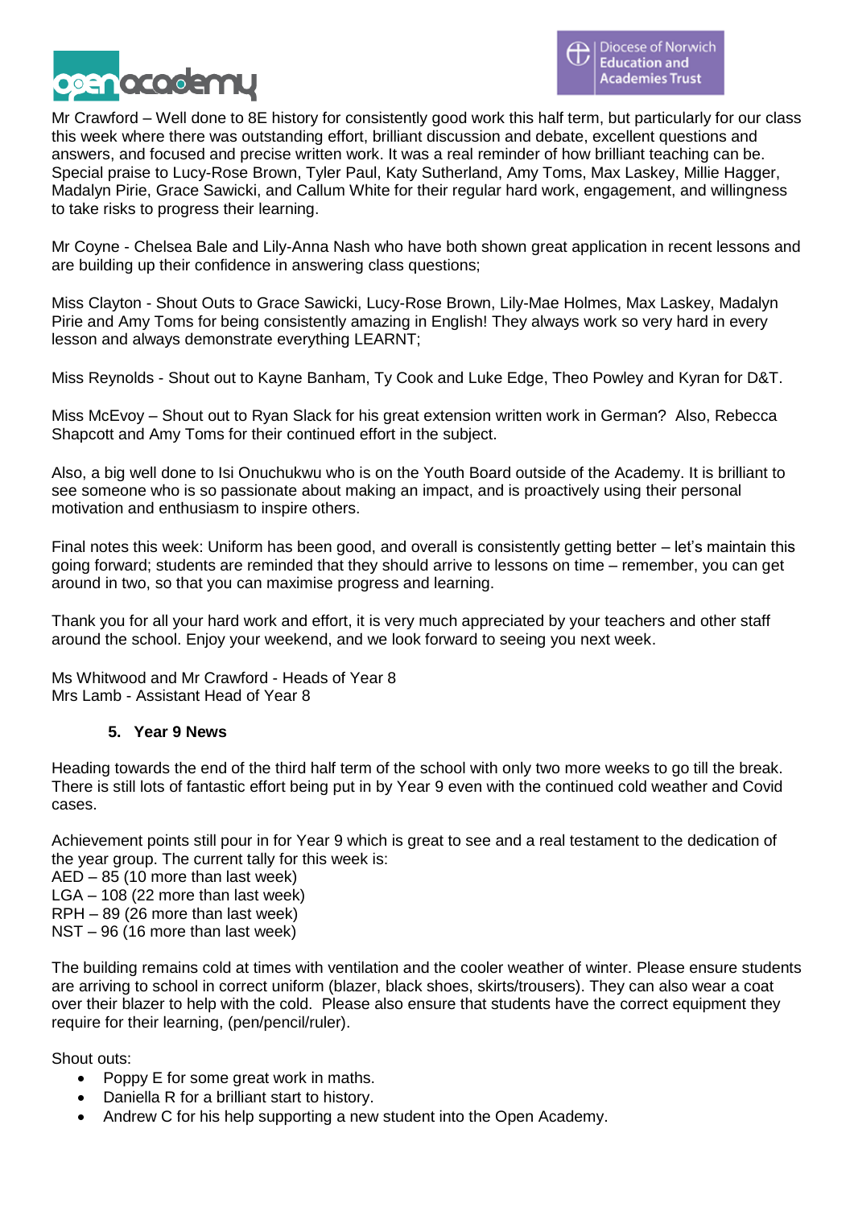Mr Crawford – Well done to 8E history for consistently good work this half term, but particularly for our class this week where there was outstanding effort, brilliant discussion and debate, excellent questions and answers, and focused and precise written work. It was a real reminder of how brilliant teaching can be. Special praise to Lucy-Rose Brown, Tyler Paul, Katy Sutherland, Amy Toms, Max Laskey, Millie Hagger, Madalyn Pirie, Grace Sawicki, and Callum White for their regular hard work, engagement, and willingness to take risks to progress their learning.

Mr Coyne - Chelsea Bale and Lily-Anna Nash who have both shown great application in recent lessons and are building up their confidence in answering class questions;

Miss Clayton - Shout Outs to Grace Sawicki, Lucy-Rose Brown, Lily-Mae Holmes, Max Laskey, Madalyn Pirie and Amy Toms for being consistently amazing in English! They always work so very hard in every lesson and always demonstrate everything LEARNT;

Miss Reynolds - Shout out to Kayne Banham, Ty Cook and Luke Edge, Theo Powley and Kyran for D&T.

Miss McEvoy – Shout out to Ryan Slack for his great extension written work in German? Also, Rebecca Shapcott and Amy Toms for their continued effort in the subject.

Also, a big well done to Isi Onuchukwu who is on the Youth Board outside of the Academy. It is brilliant to see someone who is so passionate about making an impact, and is proactively using their personal motivation and enthusiasm to inspire others.

Final notes this week: Uniform has been good, and overall is consistently getting better – let's maintain this going forward; students are reminded that they should arrive to lessons on time – remember, you can get around in two, so that you can maximise progress and learning.

Thank you for all your hard work and effort, it is very much appreciated by your teachers and other staff around the school. Enjoy your weekend, and we look forward to seeing you next week.

Ms Whitwood and Mr Crawford - Heads of Year 8
Mrs Lamb - Assistant Head of Year 8

## 5. Year 9 News

Heading towards the end of the third half term of the school with only two more weeks to go till the break. There is still lots of fantastic effort being put in by Year 9 even with the continued cold weather and Covid cases.

Achievement points still pour in for Year 9 which is great to see and a real testament to the dedication of the year group. The current tally for this week is:
AED – 85 (10 more than last week)
LGA – 108 (22 more than last week)
RPH – 89 (26 more than last week)
NST – 96 (16 more than last week)

The building remains cold at times with ventilation and the cooler weather of winter. Please ensure students are arriving to school in correct uniform (blazer, black shoes, skirts/trousers). They can also wear a coat over their blazer to help with the cold. Please also ensure that students have the correct equipment they require for their learning, (pen/pencil/ruler).

Shout outs:

- Poppy E for some great work in maths.
- Daniella R for a brilliant start to history.
- Andrew C for his help supporting a new student into the Open Academy.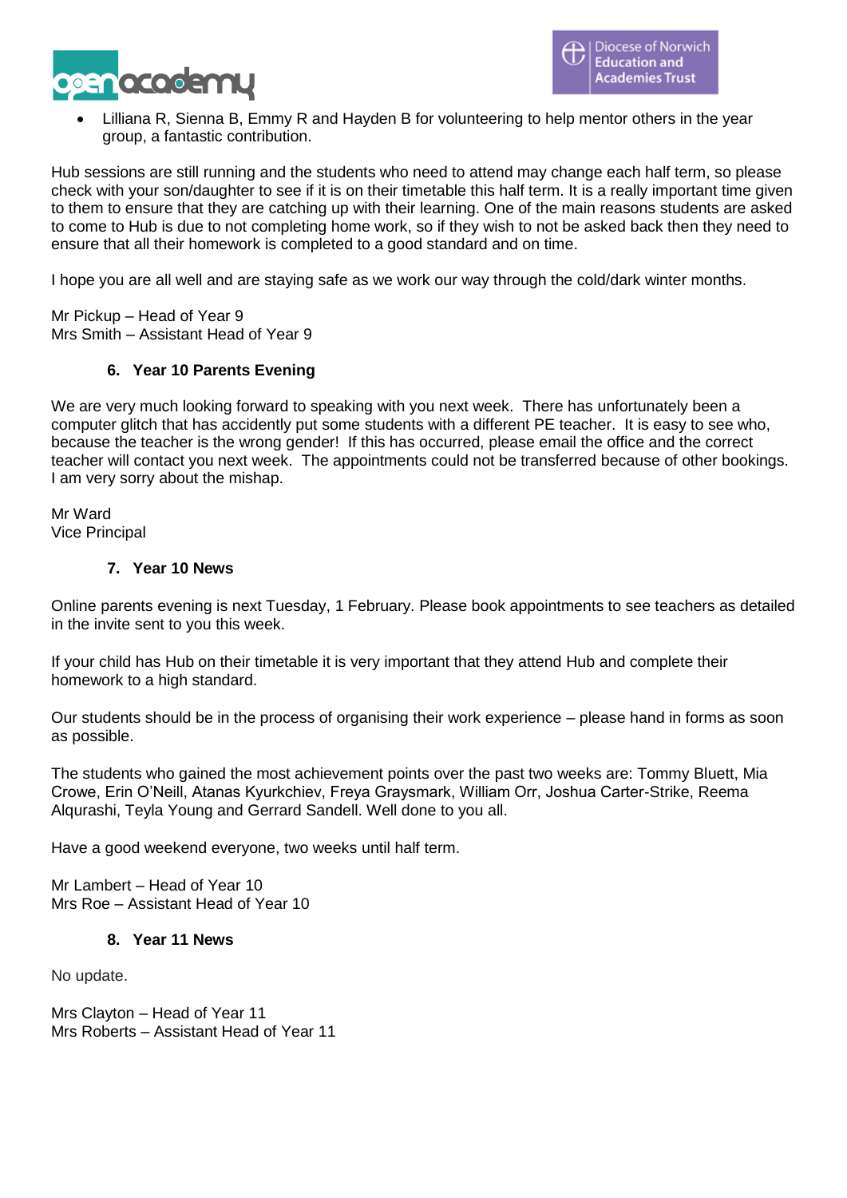- Lilliana R, Sienna B, Emmy R and Hayden B for volunteering to help mentor others in the year group, a fantastic contribution.

Hub sessions are still running and the students who need to attend may change each half term, so please check with your son/daughter to see if it is on their timetable this half term. It is a really important time given to them to ensure that they are catching up with their learning. One of the main reasons students are asked to come to Hub is due to not completing home work, so if they wish to not be asked back then they need to ensure that all their homework is completed to a good standard and on time.

I hope you are all well and are staying safe as we work our way through the cold/dark winter months.

Mr Pickup – Head of Year 9
Mrs Smith – Assistant Head of Year 9

## 6. Year 10 Parents Evening

We are very much looking forward to speaking with you next week. There has unfortunately been a computer glitch that has accidently put some students with a different PE teacher. It is easy to see who, because the teacher is the wrong gender! If this has occurred, please email the office and the correct teacher will contact you next week. The appointments could not be transferred because of other bookings. I am very sorry about the mishap.

Mr Ward
Vice Principal

## 7. Year 10 News

Online parents evening is next Tuesday, 1 February. Please book appointments to see teachers as detailed in the invite sent to you this week.

If your child has Hub on their timetable it is very important that they attend Hub and complete their homework to a high standard.

Our students should be in the process of organising their work experience – please hand in forms as soon as possible.

The students who gained the most achievement points over the past two weeks are: Tommy Bluett, Mia Crowe, Erin O'Neill, Atanas Kyurkchiev, Freya Graysmark, William Orr, Joshua Carter-Strike, Reema Alqurashi, Teyla Young and Gerrard Sandell. Well done to you all.

Have a good weekend everyone, two weeks until half term.

Mr Lambert – Head of Year 10
Mrs Roe – Assistant Head of Year 10

## 8. Year 11 News

No update.

Mrs Clayton – Head of Year 11
Mrs Roberts – Assistant Head of Year 11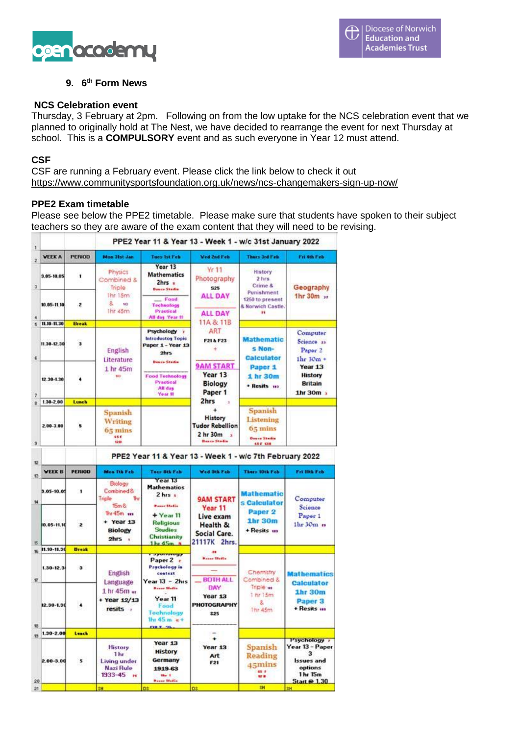## 9. 6th Form News

### NCS Celebration event

Thursday, 3 February at 2pm. Following on from the low uptake for the NCS celebration event that we planned to originally hold at The Nest, we have decided to rearrange the event for next Thursday at school. This is a **COMPULSORY** event and as such everyone in Year 12 must attend.

### CSF

CSF are running a February event. Please click the link below to check it out
https://www.communitysportsfoundation.org.uk/news/ncs-changemakers-sign-up-now/

### PPE2 Exam timetable

Please see below the PPE2 timetable. Please make sure that students have spoken to their subject teachers so they are aware of the exam content that they will need to be revising.

**PPE2 Year 11 & Year 13 - Week 1 - w/c 31st January 2022**

| WEEK A | PERIOD | Mon 31st Jan | Tues 1st Feb | Wed 2nd Feb | Thurs 3rd Feb | Fri 4th Feb |
|---|---|---|---|---|---|---|
| 9.05-10.05 | 1 | Physics Combined & Triple 1hr 15m & 1hr 45m | Year 13 Mathematics 2hrs | Yr 11 Photography S25 ALL DAY | History 2 hrs Crime & Punishment 1250 to present & Norwich Castle. | Geography 1hr 30m |
| 10.05-11.10 | 2 | | Food Technology Practical All day Year 11 | ALL DAY | | |
| 11.10-11.30 | Break | | | | | |
| 11.30-12.30 | 3 | English Literature 1 hr 45m | Psychology Introductory Topic Paper 1 - Year 13 2hrs | 11A & 11B ART F21 & F23 | Mathematics Non-Calculator Paper 1 1 hr 30m + Resits | Computer Science Paper 2 1hr 30m + Year 13 History Britain 1hr 30m |
| 12.30-1.30 | 4 | | Food Technology Practical All day Year 11 | 9AM START Year 13 Biology Paper 1 2hrs | | |
| 1.30-2.00 | Lunch | | | | | |
| 2.00-3.00 | 5 | Spanish Writing 65 mins | | + History Tudor Rebellion 2 hr 30m | Spanish Listening 65 mins | |

**PPE2 Year 11 & Year 13 - Week 1 - w/c 7th February 2022**

| WEEK B | PERIOD | Mon 7th Feb | Tues 8th Feb | Wed 9th Feb | Thurs 10th Feb | Fri 11th Feb |
|---|---|---|---|---|---|---|
| 9.05-10.05 | 1 | Biology Combined & Triple 1hr 15m & 1hr 45m + Year 13 Biology 2hrs | Year 13 Mathematics 2 hrs | 9AM START Year 11 Live exam Health & Social Care. 21117K 2hrs. | Mathematics Calculator Paper 2 1hr 30m + Resits | Computer Science Paper 1 1hr 30m |
| 10.05-11.10 | 2 | | + Year 11 Religious Studies Christianity 1 hr 45m | | | |
| 11.10-11.30 | Break | | | | | |
| 11.30-12.30 | 3 | English Language 1 hr 45m + Year 12/13 resits | Psychology Paper 2 Psychology in context Year 13 - 2hrs | BOTH ALL DAY Year 13 PHOTOGRAPHY S25 | Chemistry Combined & Triple 1 hr 15m & 1hr 45m | Mathematics Calculator 1hr 30m Paper 3 + Resits |
| 12.30-1.30 | 4 | | Year 11 Food Technology 1hr 45 m | | | |
| 1.30-2.00 | Lunch | | | | | |
| 2.00-3.00 | 5 | History 1 hr Living under Nazi Rule 1933-45 | Year 13 History Germany 1919-63 | Year 13 Art F21 | Spanish Reading 45mins | Psychology Year 13 - Paper 3 Issues and options 1 hr 15m Start @ 1.30 |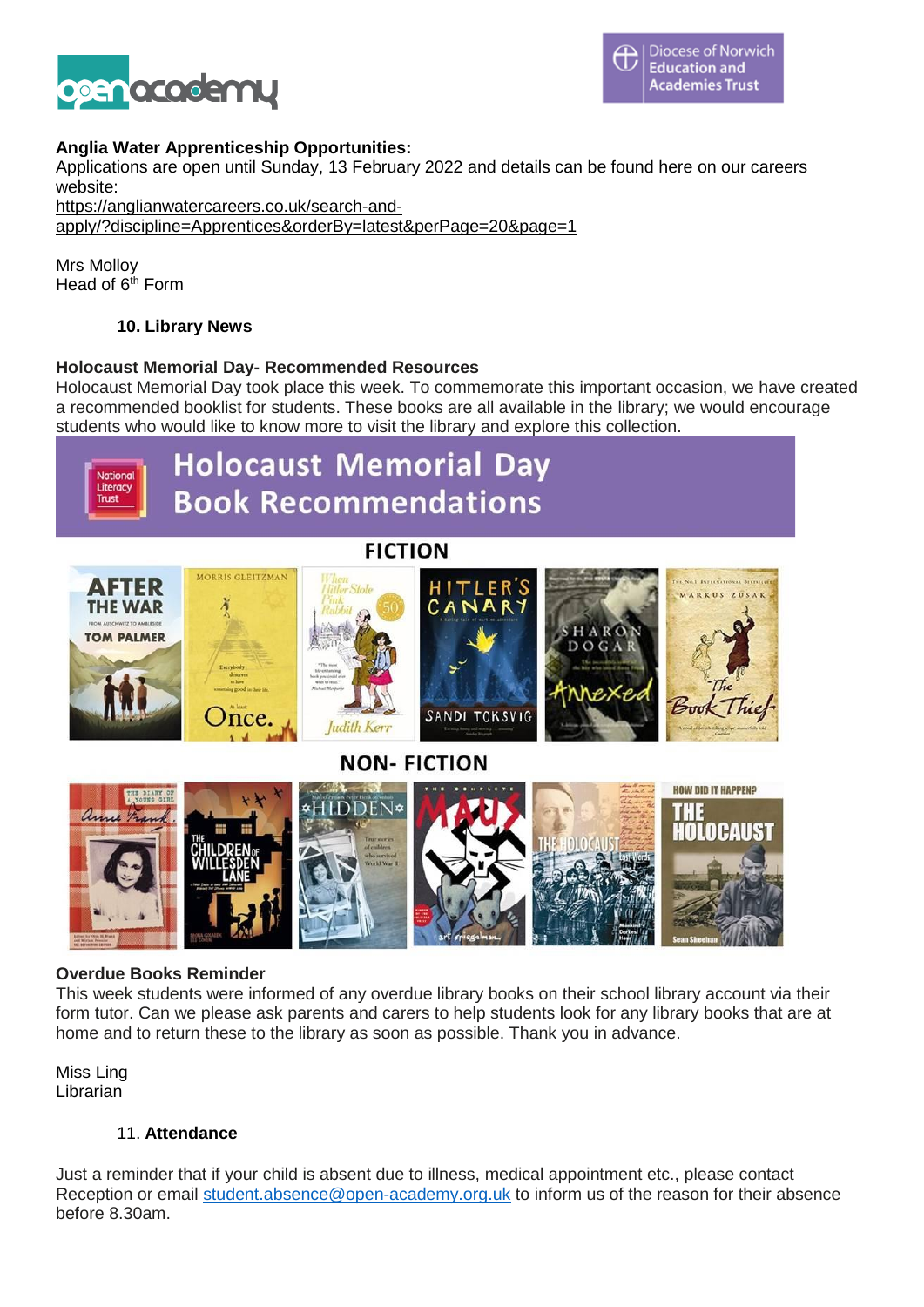**Anglia Water Apprenticeship Opportunities:**
Applications are open until Sunday, 13 February 2022 and details can be found here on our careers website:
https://anglianwatercareers.co.uk/search-and-apply/?discipline=Apprentices&orderBy=latest&perPage=20&page=1

Mrs Molloy
Head of 6th Form

## 10. Library News

**Holocaust Memorial Day- Recommended Resources**
Holocaust Memorial Day took place this week. To commemorate this important occasion, we have created a recommended booklist for students. These books are all available in the library; we would encourage students who would like to know more to visit the library and explore this collection.

**Overdue Books Reminder**
This week students were informed of any overdue library books on their school library account via their form tutor. Can we please ask parents and carers to help students look for any library books that are at home and to return these to the library as soon as possible. Thank you in advance.

Miss Ling
Librarian

## 11. Attendance

Just a reminder that if your child is absent due to illness, medical appointment etc., please contact Reception or email student.absence@open-academy.org.uk to inform us of the reason for their absence before 8.30am.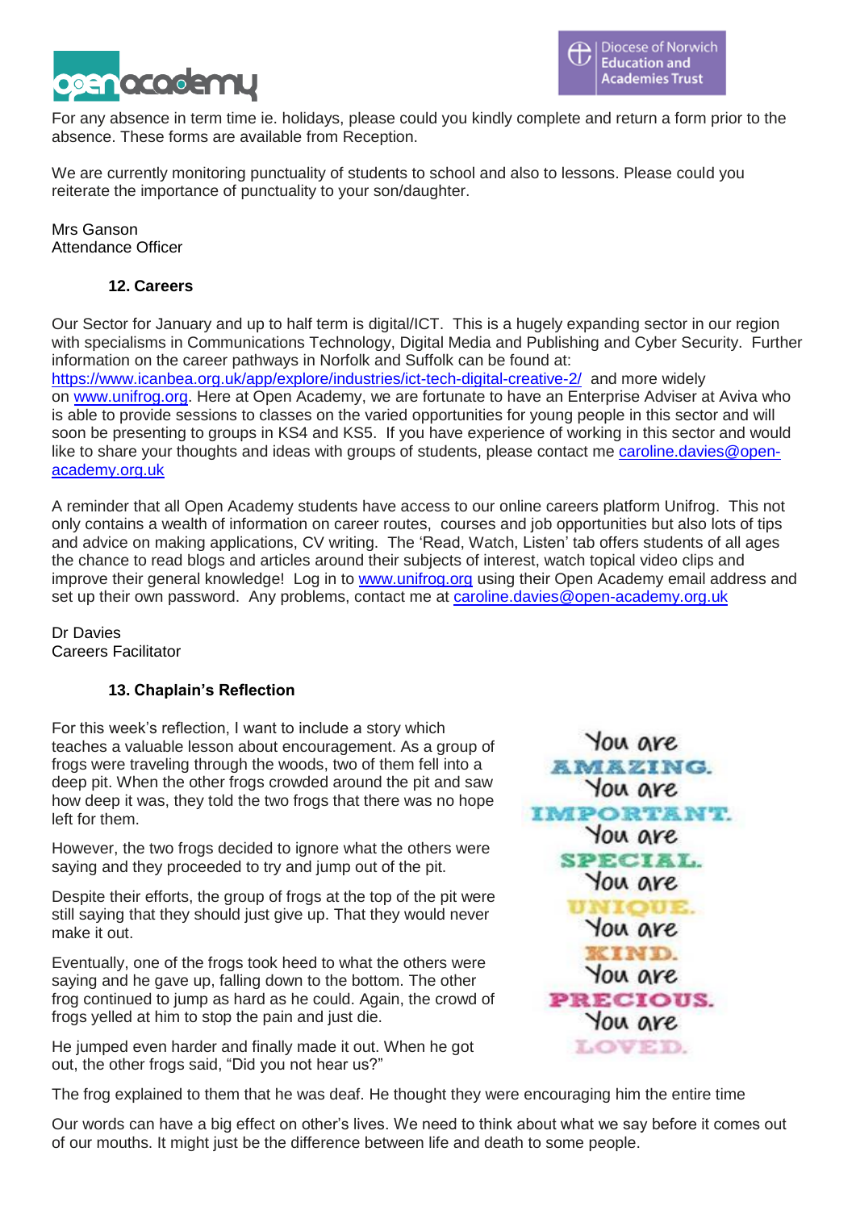For any absence in term time ie. holidays, please could you kindly complete and return a form prior to the absence. These forms are available from Reception.

We are currently monitoring punctuality of students to school and also to lessons. Please could you reiterate the importance of punctuality to your son/daughter.

Mrs Ganson
Attendance Officer

### 12. Careers

Our Sector for January and up to half term is digital/ICT. This is a hugely expanding sector in our region with specialisms in Communications Technology, Digital Media and Publishing and Cyber Security. Further information on the career pathways in Norfolk and Suffolk can be found at: https://www.icanbea.org.uk/app/explore/industries/ict-tech-digital-creative-2/ and more widely on www.unifrog.org. Here at Open Academy, we are fortunate to have an Enterprise Adviser at Aviva who is able to provide sessions to classes on the varied opportunities for young people in this sector and will soon be presenting to groups in KS4 and KS5. If you have experience of working in this sector and would like to share your thoughts and ideas with groups of students, please contact me caroline.davies@open-academy.org.uk

A reminder that all Open Academy students have access to our online careers platform Unifrog. This not only contains a wealth of information on career routes, courses and job opportunities but also lots of tips and advice on making applications, CV writing. The 'Read, Watch, Listen' tab offers students of all ages the chance to read blogs and articles around their subjects of interest, watch topical video clips and improve their general knowledge! Log in to www.unifrog.org using their Open Academy email address and set up their own password. Any problems, contact me at caroline.davies@open-academy.org.uk

Dr Davies
Careers Facilitator

### 13. Chaplain's Reflection

For this week's reflection, I want to include a story which teaches a valuable lesson about encouragement. As a group of frogs were traveling through the woods, two of them fell into a deep pit. When the other frogs crowded around the pit and saw how deep it was, they told the two frogs that there was no hope left for them.

However, the two frogs decided to ignore what the others were saying and they proceeded to try and jump out of the pit.

Despite their efforts, the group of frogs at the top of the pit were still saying that they should just give up. That they would never make it out.

Eventually, one of the frogs took heed to what the others were saying and he gave up, falling down to the bottom. The other frog continued to jump as hard as he could. Again, the crowd of frogs yelled at him to stop the pain and just die.

He jumped even harder and finally made it out. When he got out, the other frogs said, "Did you not hear us?"

You are AMAZING. You are IMPORTANT. You are SPECIAL. You are UNIQUE. You are KIND. You are PRECIOUS. You are LOVED.

The frog explained to them that he was deaf. He thought they were encouraging him the entire time

Our words can have a big effect on other's lives. We need to think about what we say before it comes out of our mouths. It might just be the difference between life and death to some people.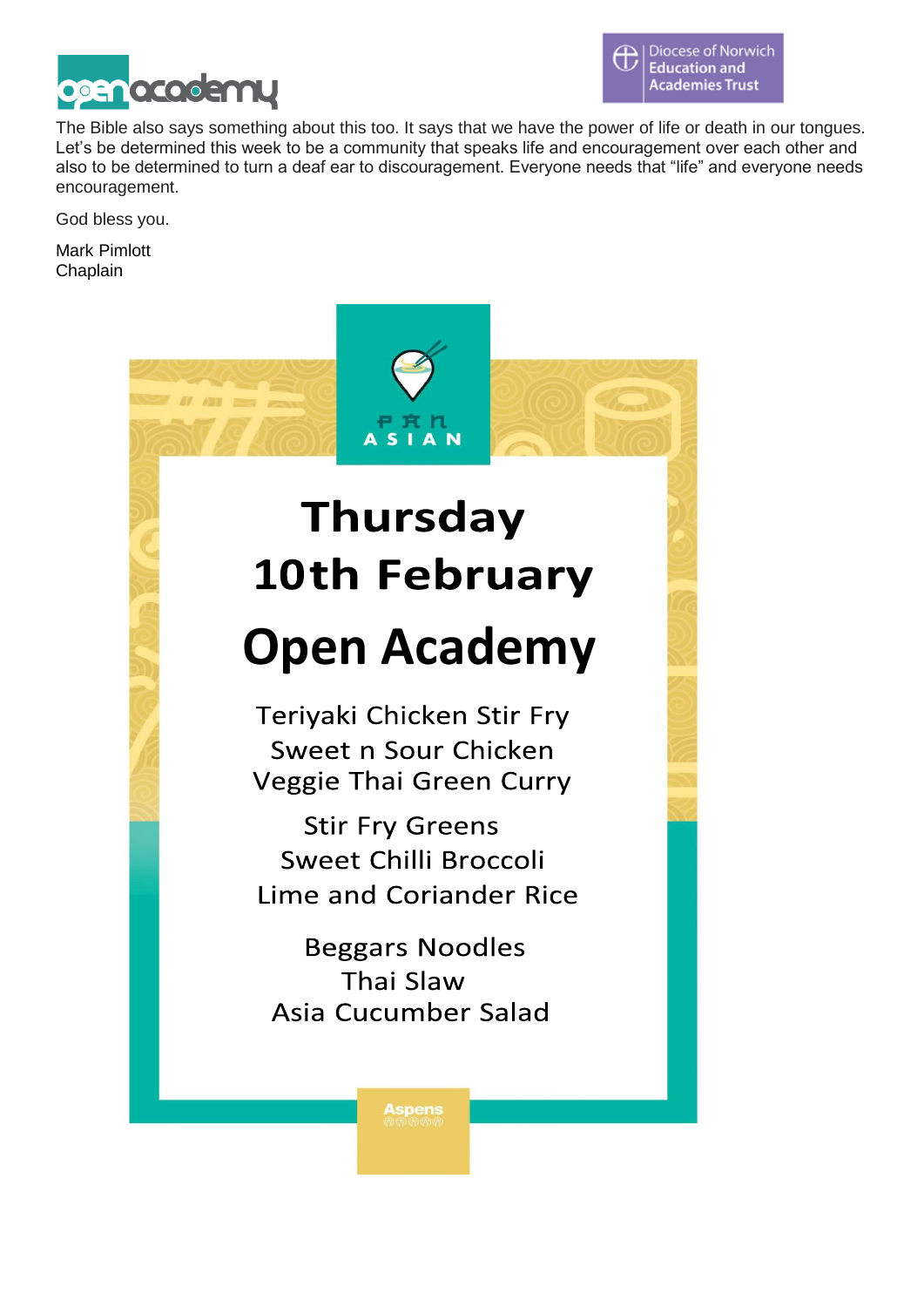The Bible also says something about this too. It says that we have the power of life or death in our tongues. Let's be determined this week to be a community that speaks life and encouragement over each other and also to be determined to turn a deaf ear to discouragement. Everyone needs that "life" and everyone needs encouragement.

God bless you.

Mark Pimlott
Chaplain

PAN ASIAN

# Thursday 10th February

# Open Academy

Teriyaki Chicken Stir Fry
Sweet n Sour Chicken
Veggie Thai Green Curry

Stir Fry Greens
Sweet Chilli Broccoli
Lime and Coriander Rice

Beggars Noodles
Thai Slaw
Asia Cucumber Salad

Aspens